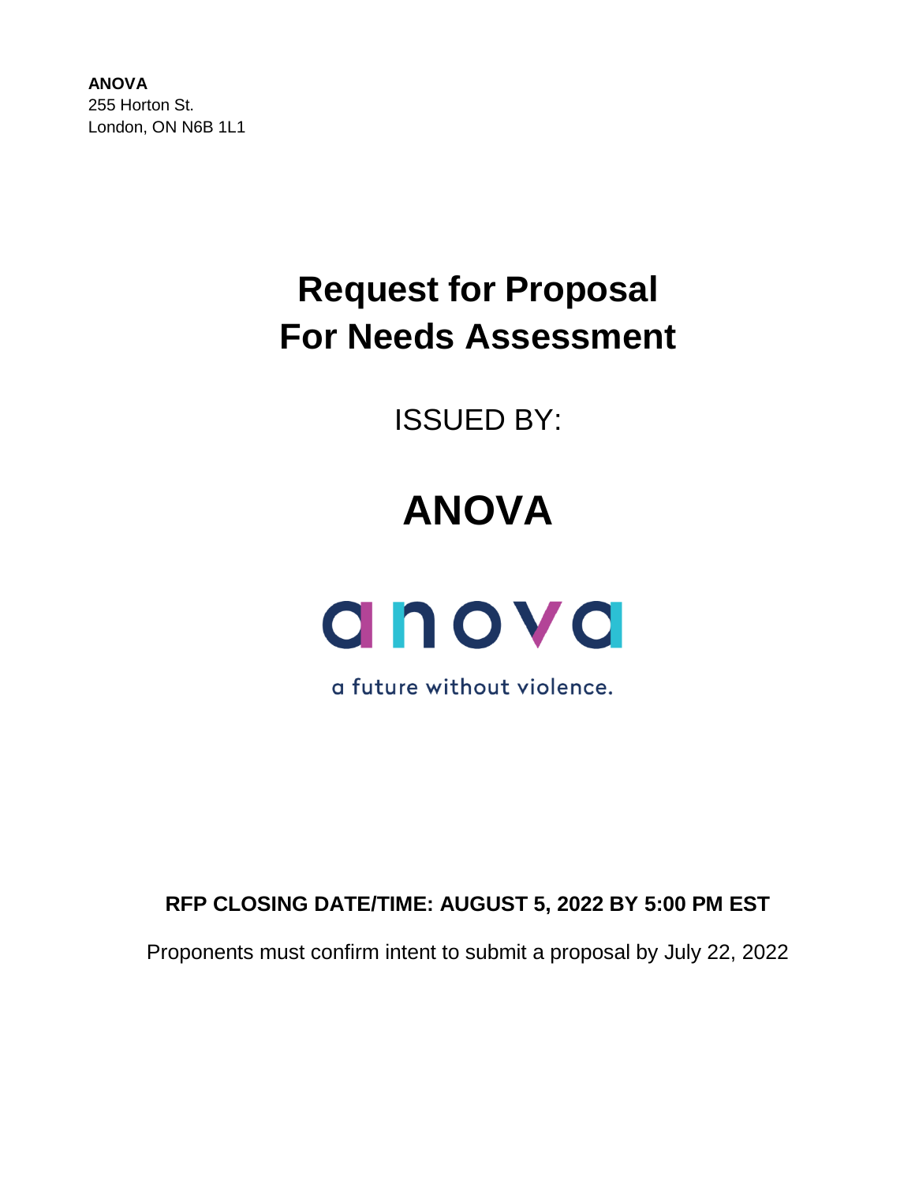**ANOVA**
255 Horton St.
London, ON N6B 1L1

# Request for Proposal
# For Needs Assessment

ISSUED BY:

# ANOVA

anova

a future without violence.

**RFP CLOSING DATE/TIME: AUGUST 5, 2022 BY 5:00 PM EST**

Proponents must confirm intent to submit a proposal by July 22, 2022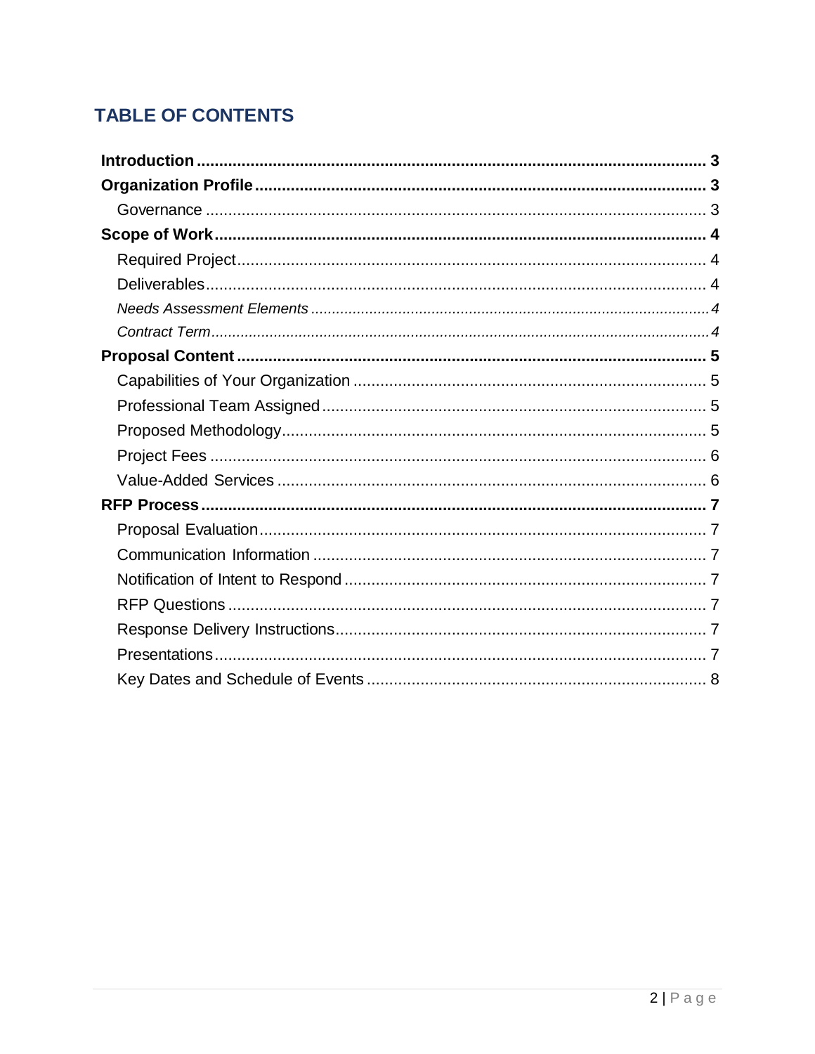## TABLE OF CONTENTS

**Introduction** ........................................ **3**

**Organization Profile** ........................................ **3**

- Governance ........................................ 3

**Scope of Work** ........................................ **4**

- Required Project ........................................ 4
- Deliverables ........................................ 4
  - *Needs Assessment Elements* ........................................ *4*
  - *Contract Term* ........................................ *4*

**Proposal Content** ........................................ **5**

- Capabilities of Your Organization ........................................ 5
- Professional Team Assigned ........................................ 5
- Proposed Methodology ........................................ 5
- Project Fees ........................................ 6
- Value-Added Services ........................................ 6

**RFP Process** ........................................ **7**

- Proposal Evaluation ........................................ 7
- Communication Information ........................................ 7
- Notification of Intent to Respond ........................................ 7
- RFP Questions ........................................ 7
- Response Delivery Instructions ........................................ 7
- Presentations ........................................ 7
- Key Dates and Schedule of Events ........................................ 8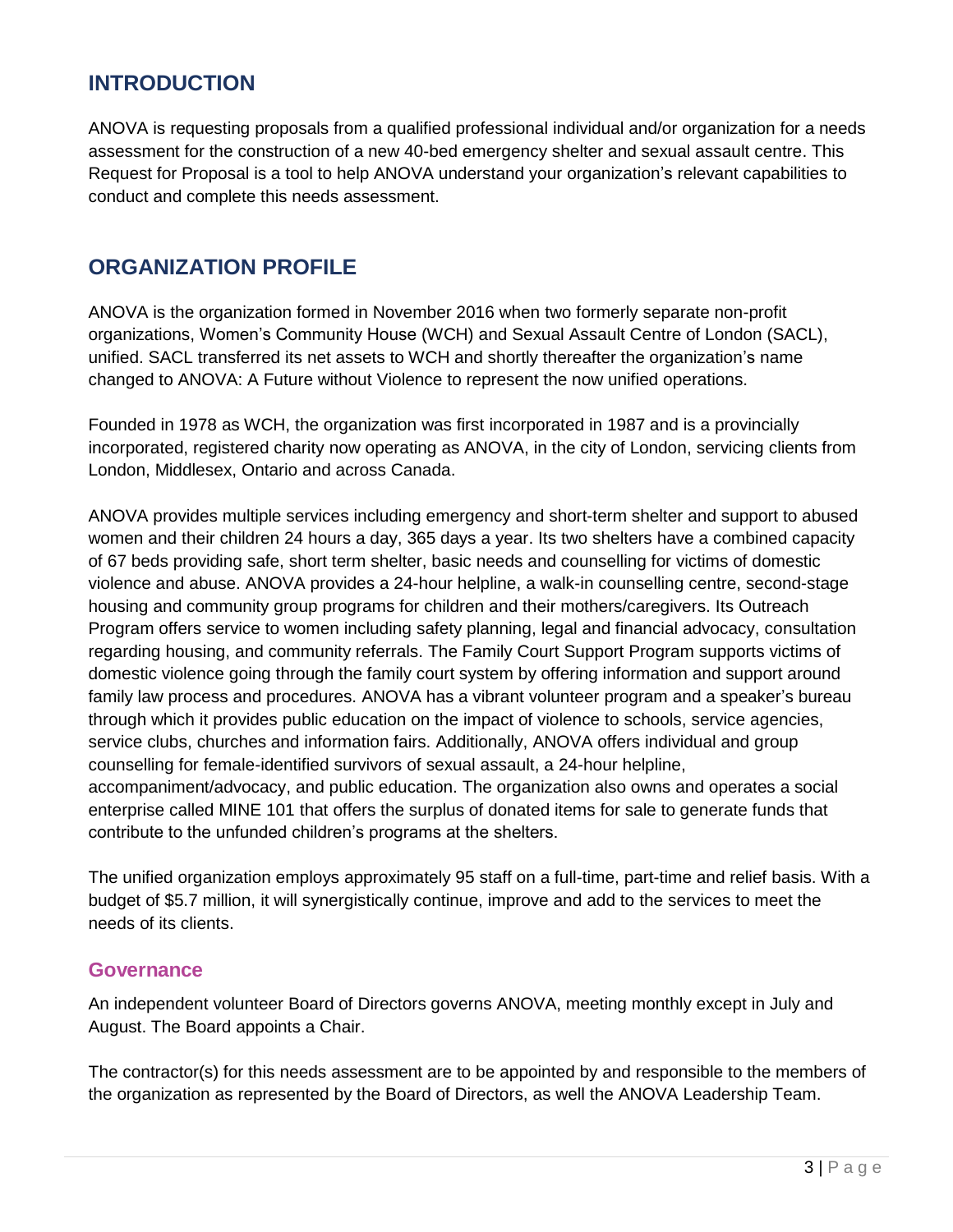## INTRODUCTION

ANOVA is requesting proposals from a qualified professional individual and/or organization for a needs assessment for the construction of a new 40-bed emergency shelter and sexual assault centre. This Request for Proposal is a tool to help ANOVA understand your organization's relevant capabilities to conduct and complete this needs assessment.

## ORGANIZATION PROFILE

ANOVA is the organization formed in November 2016 when two formerly separate non-profit organizations, Women's Community House (WCH) and Sexual Assault Centre of London (SACL), unified. SACL transferred its net assets to WCH and shortly thereafter the organization's name changed to ANOVA: A Future without Violence to represent the now unified operations.

Founded in 1978 as WCH, the organization was first incorporated in 1987 and is a provincially incorporated, registered charity now operating as ANOVA, in the city of London, servicing clients from London, Middlesex, Ontario and across Canada.

ANOVA provides multiple services including emergency and short-term shelter and support to abused women and their children 24 hours a day, 365 days a year. Its two shelters have a combined capacity of 67 beds providing safe, short term shelter, basic needs and counselling for victims of domestic violence and abuse. ANOVA provides a 24-hour helpline, a walk-in counselling centre, second-stage housing and community group programs for children and their mothers/caregivers. Its Outreach Program offers service to women including safety planning, legal and financial advocacy, consultation regarding housing, and community referrals. The Family Court Support Program supports victims of domestic violence going through the family court system by offering information and support around family law process and procedures. ANOVA has a vibrant volunteer program and a speaker's bureau through which it provides public education on the impact of violence to schools, service agencies, service clubs, churches and information fairs. Additionally, ANOVA offers individual and group counselling for female-identified survivors of sexual assault, a 24-hour helpline, accompaniment/advocacy, and public education. The organization also owns and operates a social enterprise called MINE 101 that offers the surplus of donated items for sale to generate funds that contribute to the unfunded children's programs at the shelters.

The unified organization employs approximately 95 staff on a full-time, part-time and relief basis. With a budget of $5.7 million, it will synergistically continue, improve and add to the services to meet the needs of its clients.

### Governance

An independent volunteer Board of Directors governs ANOVA, meeting monthly except in July and August. The Board appoints a Chair.

The contractor(s) for this needs assessment are to be appointed by and responsible to the members of the organization as represented by the Board of Directors, as well the ANOVA Leadership Team.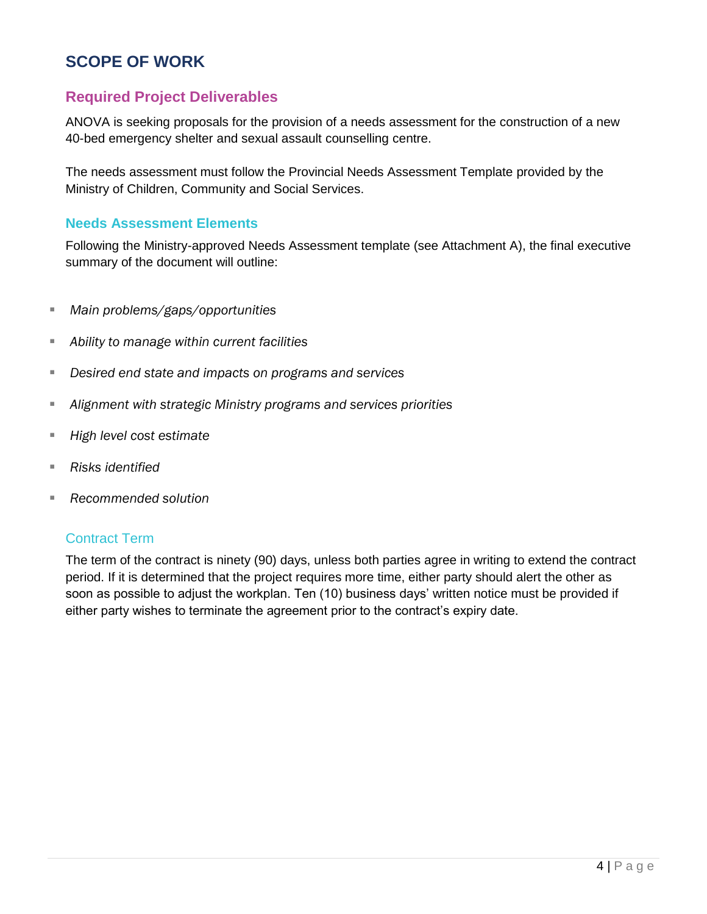# SCOPE OF WORK

## Required Project Deliverables

ANOVA is seeking proposals for the provision of a needs assessment for the construction of a new 40-bed emergency shelter and sexual assault counselling centre.

The needs assessment must follow the Provincial Needs Assessment Template provided by the Ministry of Children, Community and Social Services.

### Needs Assessment Elements

Following the Ministry-approved Needs Assessment template (see Attachment A), the final executive summary of the document will outline:

- *Main problems/gaps/opportunities*
- *Ability to manage within current facilities*
- *Desired end state and impacts on programs and services*
- *Alignment with strategic Ministry programs and services priorities*
- *High level cost estimate*
- *Risks identified*
- *Recommended solution*

### Contract Term

The term of the contract is ninety (90) days, unless both parties agree in writing to extend the contract period. If it is determined that the project requires more time, either party should alert the other as soon as possible to adjust the workplan. Ten (10) business days' written notice must be provided if either party wishes to terminate the agreement prior to the contract's expiry date.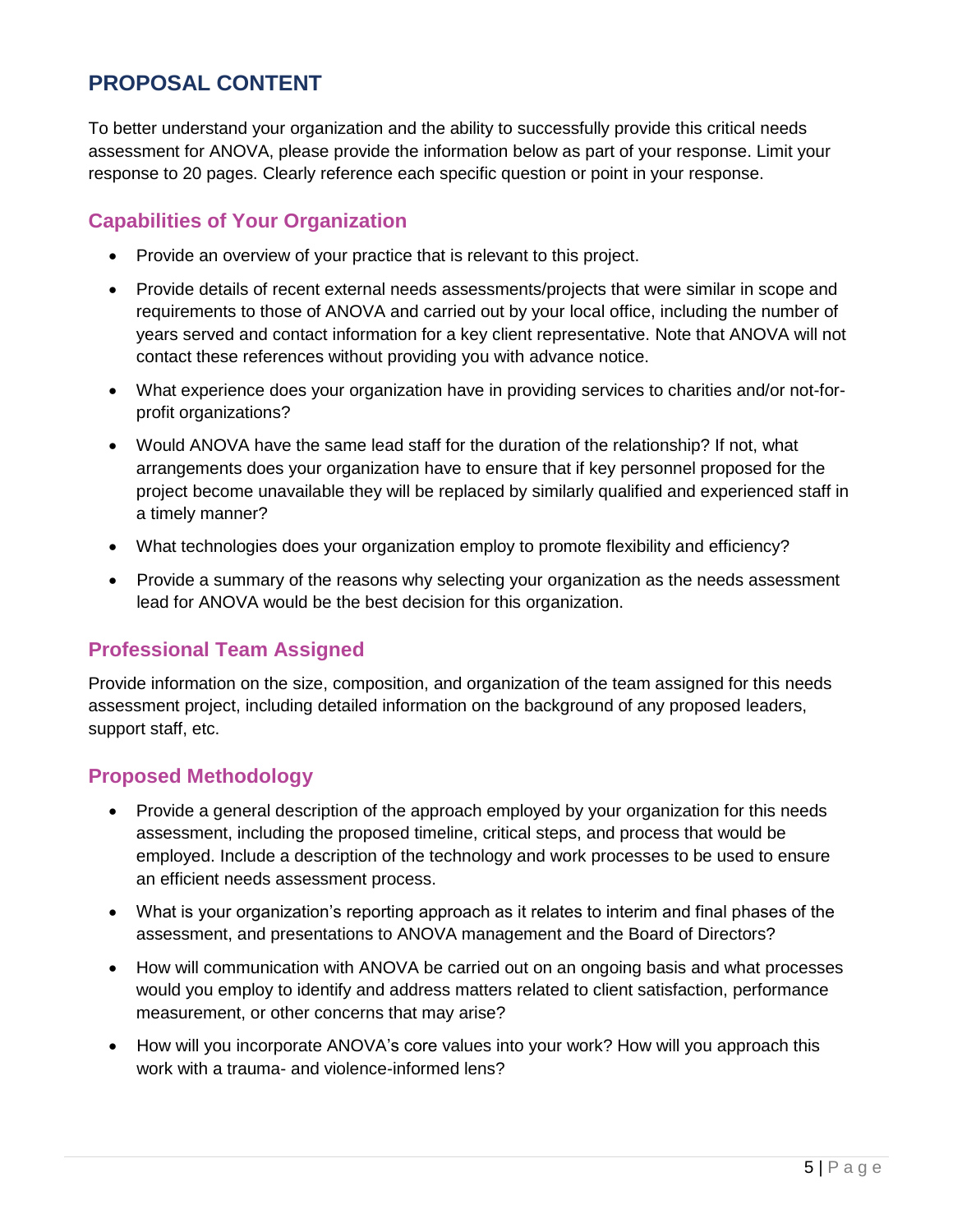## PROPOSAL CONTENT

To better understand your organization and the ability to successfully provide this critical needs assessment for ANOVA, please provide the information below as part of your response. Limit your response to 20 pages. Clearly reference each specific question or point in your response.

### Capabilities of Your Organization

- Provide an overview of your practice that is relevant to this project.
- Provide details of recent external needs assessments/projects that were similar in scope and requirements to those of ANOVA and carried out by your local office, including the number of years served and contact information for a key client representative. Note that ANOVA will not contact these references without providing you with advance notice.
- What experience does your organization have in providing services to charities and/or not-for-profit organizations?
- Would ANOVA have the same lead staff for the duration of the relationship? If not, what arrangements does your organization have to ensure that if key personnel proposed for the project become unavailable they will be replaced by similarly qualified and experienced staff in a timely manner?
- What technologies does your organization employ to promote flexibility and efficiency?
- Provide a summary of the reasons why selecting your organization as the needs assessment lead for ANOVA would be the best decision for this organization.

### Professional Team Assigned

Provide information on the size, composition, and organization of the team assigned for this needs assessment project, including detailed information on the background of any proposed leaders, support staff, etc.

### Proposed Methodology

- Provide a general description of the approach employed by your organization for this needs assessment, including the proposed timeline, critical steps, and process that would be employed. Include a description of the technology and work processes to be used to ensure an efficient needs assessment process.
- What is your organization's reporting approach as it relates to interim and final phases of the assessment, and presentations to ANOVA management and the Board of Directors?
- How will communication with ANOVA be carried out on an ongoing basis and what processes would you employ to identify and address matters related to client satisfaction, performance measurement, or other concerns that may arise?
- How will you incorporate ANOVA's core values into your work? How will you approach this work with a trauma- and violence-informed lens?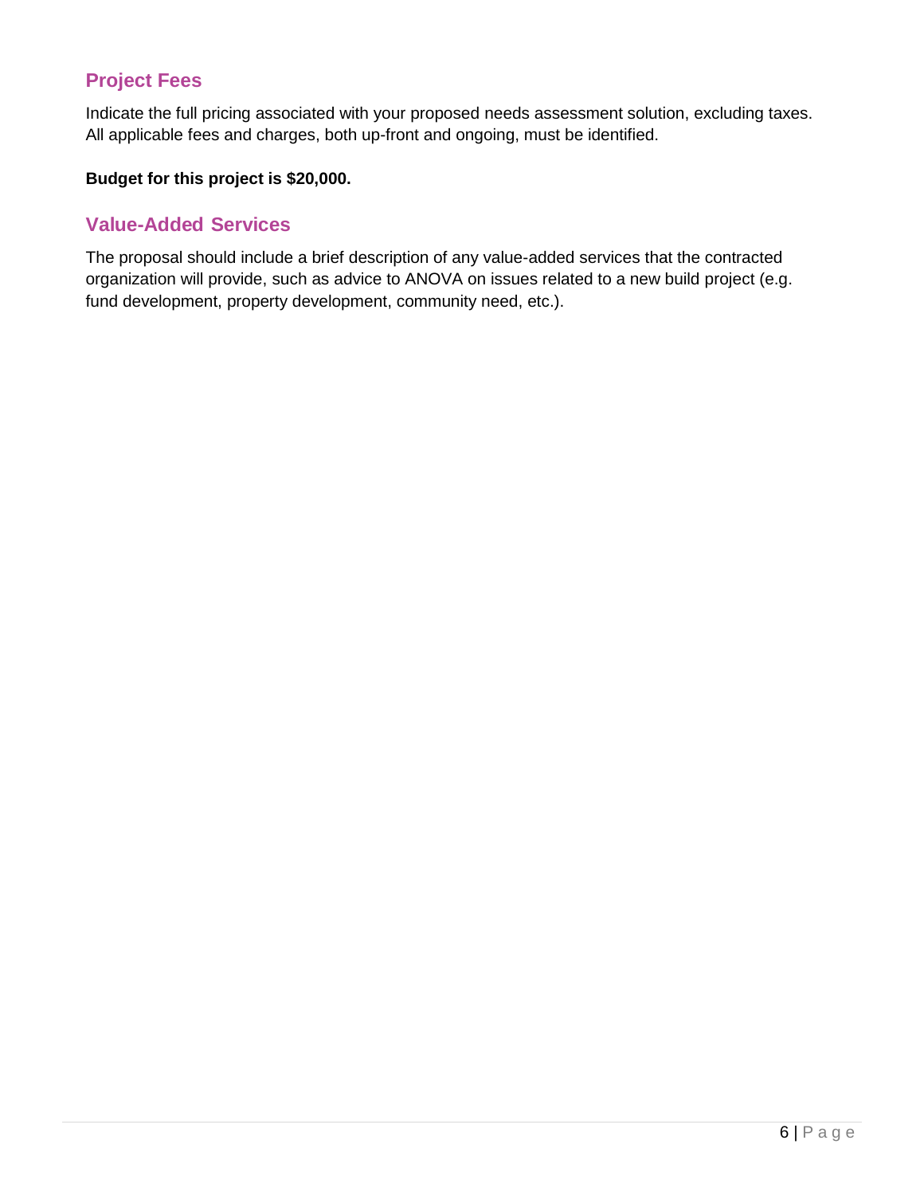## Project Fees

Indicate the full pricing associated with your proposed needs assessment solution, excluding taxes. All applicable fees and charges, both up-front and ongoing, must be identified.

**Budget for this project is $20,000.**

## Value-Added Services

The proposal should include a brief description of any value-added services that the contracted organization will provide, such as advice to ANOVA on issues related to a new build project (e.g. fund development, property development, community need, etc.).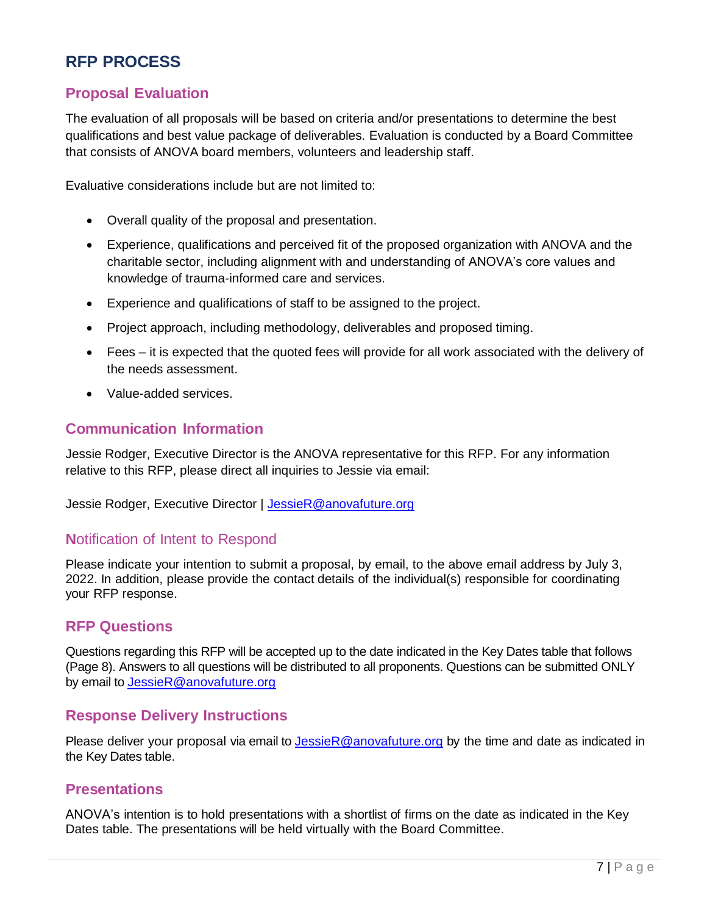# RFP PROCESS

## Proposal Evaluation

The evaluation of all proposals will be based on criteria and/or presentations to determine the best qualifications and best value package of deliverables. Evaluation is conducted by a Board Committee that consists of ANOVA board members, volunteers and leadership staff.

Evaluative considerations include but are not limited to:

- Overall quality of the proposal and presentation.
- Experience, qualifications and perceived fit of the proposed organization with ANOVA and the charitable sector, including alignment with and understanding of ANOVA's core values and knowledge of trauma-informed care and services.
- Experience and qualifications of staff to be assigned to the project.
- Project approach, including methodology, deliverables and proposed timing.
- Fees – it is expected that the quoted fees will provide for all work associated with the delivery of the needs assessment.
- Value-added services.

## Communication Information

Jessie Rodger, Executive Director is the ANOVA representative for this RFP. For any information relative to this RFP, please direct all inquiries to Jessie via email:

Jessie Rodger, Executive Director | JessieR@anovafuture.org

## Notification of Intent to Respond

Please indicate your intention to submit a proposal, by email, to the above email address by July 3, 2022. In addition, please provide the contact details of the individual(s) responsible for coordinating your RFP response.

## RFP Questions

Questions regarding this RFP will be accepted up to the date indicated in the Key Dates table that follows (Page 8). Answers to all questions will be distributed to all proponents. Questions can be submitted ONLY by email to JessieR@anovafuture.org

## Response Delivery Instructions

Please deliver your proposal via email to JessieR@anovafuture.org by the time and date as indicated in the Key Dates table.

## Presentations

ANOVA's intention is to hold presentations with a shortlist of firms on the date as indicated in the Key Dates table. The presentations will be held virtually with the Board Committee.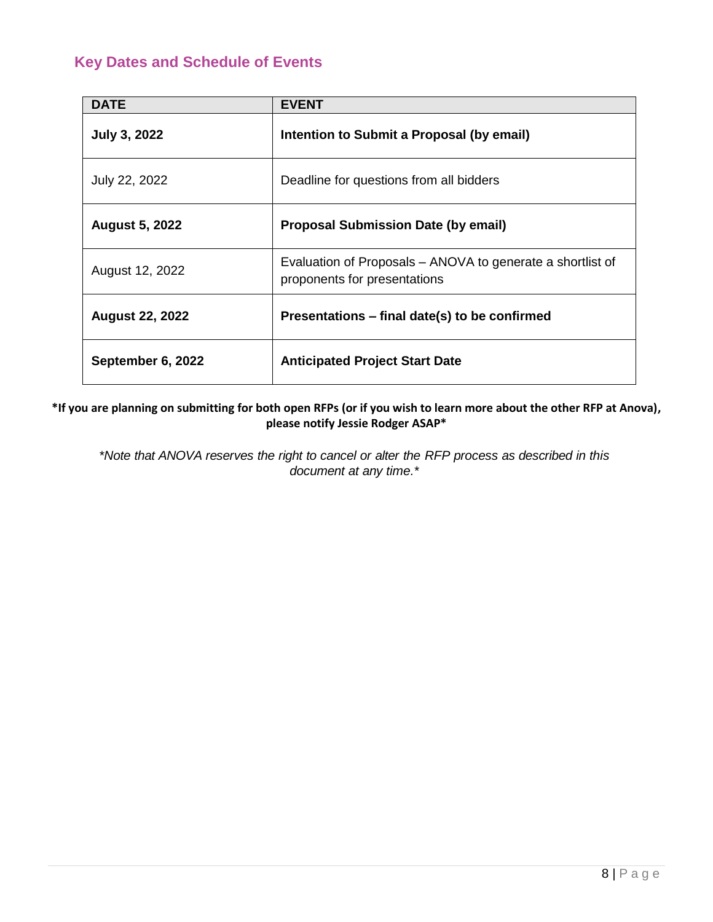## Key Dates and Schedule of Events

| DATE | EVENT |
|---|---|
| **July 3, 2022** | **Intention to Submit a Proposal (by email)** |
| July 22, 2022 | Deadline for questions from all bidders |
| **August 5, 2022** | **Proposal Submission Date (by email)** |
| August 12, 2022 | Evaluation of Proposals – ANOVA to generate a shortlist of proponents for presentations |
| **August 22, 2022** | **Presentations – final date(s) to be confirmed** |
| **September 6, 2022** | **Anticipated Project Start Date** |

**\*If you are planning on submitting for both open RFPs (or if you wish to learn more about the other RFP at Anova), please notify Jessie Rodger ASAP\***

*\*Note that ANOVA reserves the right to cancel or alter the RFP process as described in this document at any time.\**